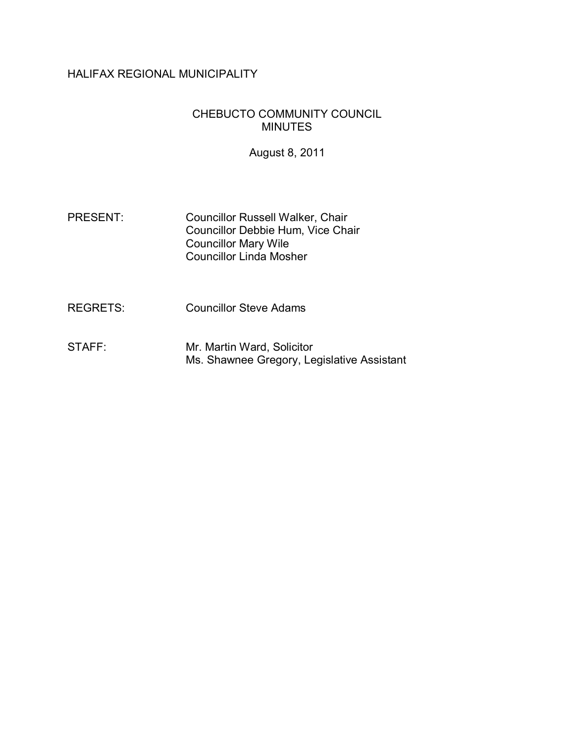HALIFAX REGIONAL MUNICIPALITY

# CHEBUCTO COMMUNITY COUNCIL MINUTES

August 8, 2011

PRESENT: Councillor Russell Walker, Chair
Councillor Debbie Hum, Vice Chair
Councillor Mary Wile
Councillor Linda Mosher

REGRETS: Councillor Steve Adams

STAFF: Mr. Martin Ward, Solicitor
Ms. Shawnee Gregory, Legislative Assistant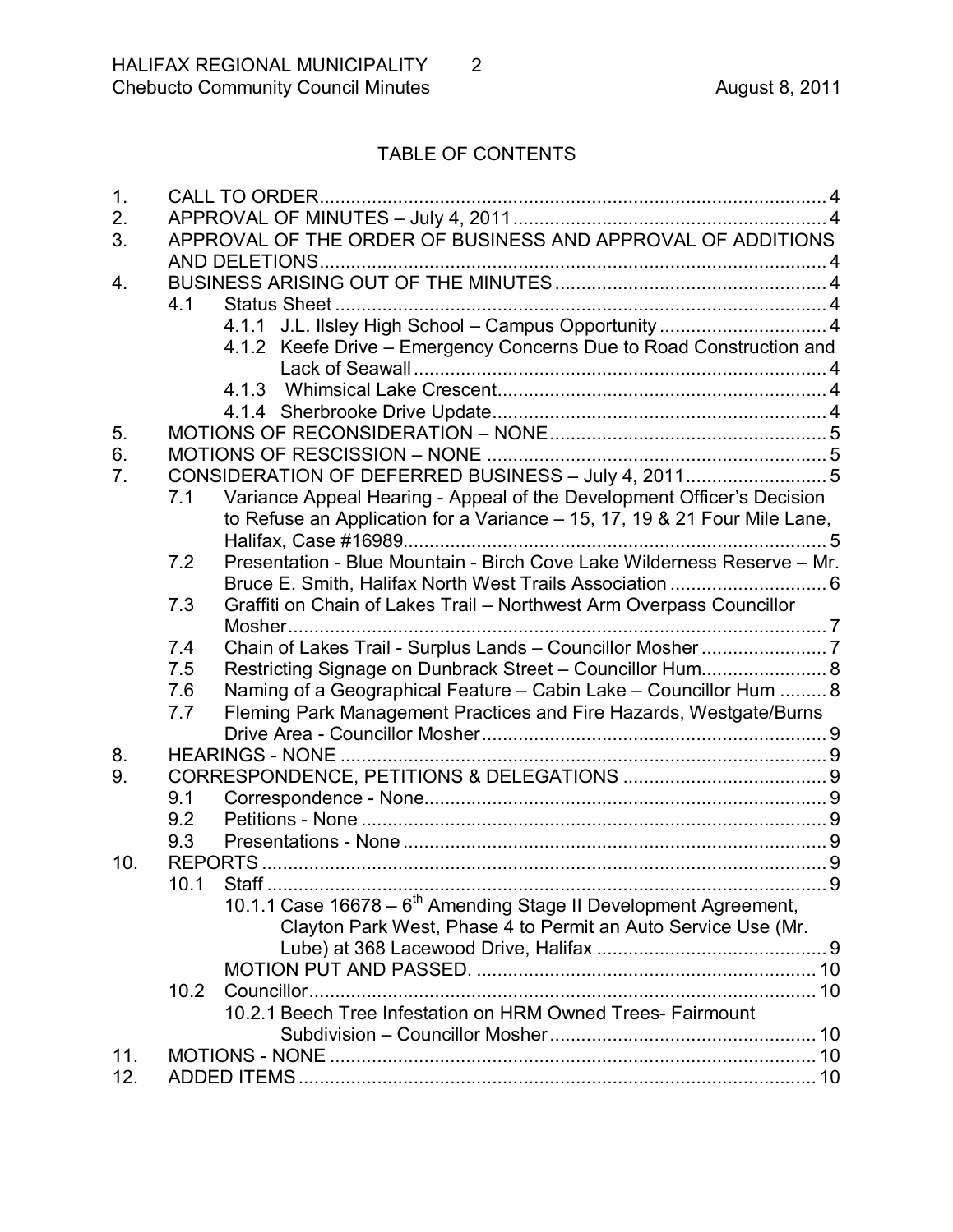## TABLE OF CONTENTS

1. CALL TO ORDER .......... 4
2. APPROVAL OF MINUTES – July 4, 2011 .......... 4
3. APPROVAL OF THE ORDER OF BUSINESS AND APPROVAL OF ADDITIONS AND DELETIONS .......... 4
4. BUSINESS ARISING OUT OF THE MINUTES .......... 4
   - 4.1 Status Sheet .......... 4
     - 4.1.1 J.L. Ilsley High School – Campus Opportunity .......... 4
     - 4.1.2 Keefe Drive – Emergency Concerns Due to Road Construction and Lack of Seawall .......... 4
     - 4.1.3 Whimsical Lake Crescent .......... 4
     - 4.1.4 Sherbrooke Drive Update .......... 4
5. MOTIONS OF RECONSIDERATION – NONE .......... 5
6. MOTIONS OF RESCISSION – NONE .......... 5
7. CONSIDERATION OF DEFERRED BUSINESS – July 4, 2011 .......... 5
   - 7.1 Variance Appeal Hearing - Appeal of the Development Officer's Decision to Refuse an Application for a Variance – 15, 17, 19 & 21 Four Mile Lane, Halifax, Case #16989 .......... 5
   - 7.2 Presentation - Blue Mountain - Birch Cove Lake Wilderness Reserve – Mr. Bruce E. Smith, Halifax North West Trails Association .......... 6
   - 7.3 Graffiti on Chain of Lakes Trail – Northwest Arm Overpass Councillor Mosher .......... 7
   - 7.4 Chain of Lakes Trail - Surplus Lands – Councillor Mosher .......... 7
   - 7.5 Restricting Signage on Dunbrack Street – Councillor Hum .......... 8
   - 7.6 Naming of a Geographical Feature – Cabin Lake – Councillor Hum .......... 8
   - 7.7 Fleming Park Management Practices and Fire Hazards, Westgate/Burns Drive Area - Councillor Mosher .......... 9
8. HEARINGS - NONE .......... 9
9. CORRESPONDENCE, PETITIONS & DELEGATIONS .......... 9
   - 9.1 Correspondence - None .......... 9
   - 9.2 Petitions - None .......... 9
   - 9.3 Presentations - None .......... 9
10. REPORTS .......... 9
    - 10.1 Staff .......... 9
      - 10.1.1 Case 16678 – 6th Amending Stage II Development Agreement, Clayton Park West, Phase 4 to Permit an Auto Service Use (Mr. Lube) at 368 Lacewood Drive, Halifax .......... 9
      - MOTION PUT AND PASSED. .......... 10
    - 10.2 Councillor .......... 10
      - 10.2.1 Beech Tree Infestation on HRM Owned Trees- Fairmount Subdivision – Councillor Mosher .......... 10
11. MOTIONS - NONE .......... 10
12. ADDED ITEMS .......... 10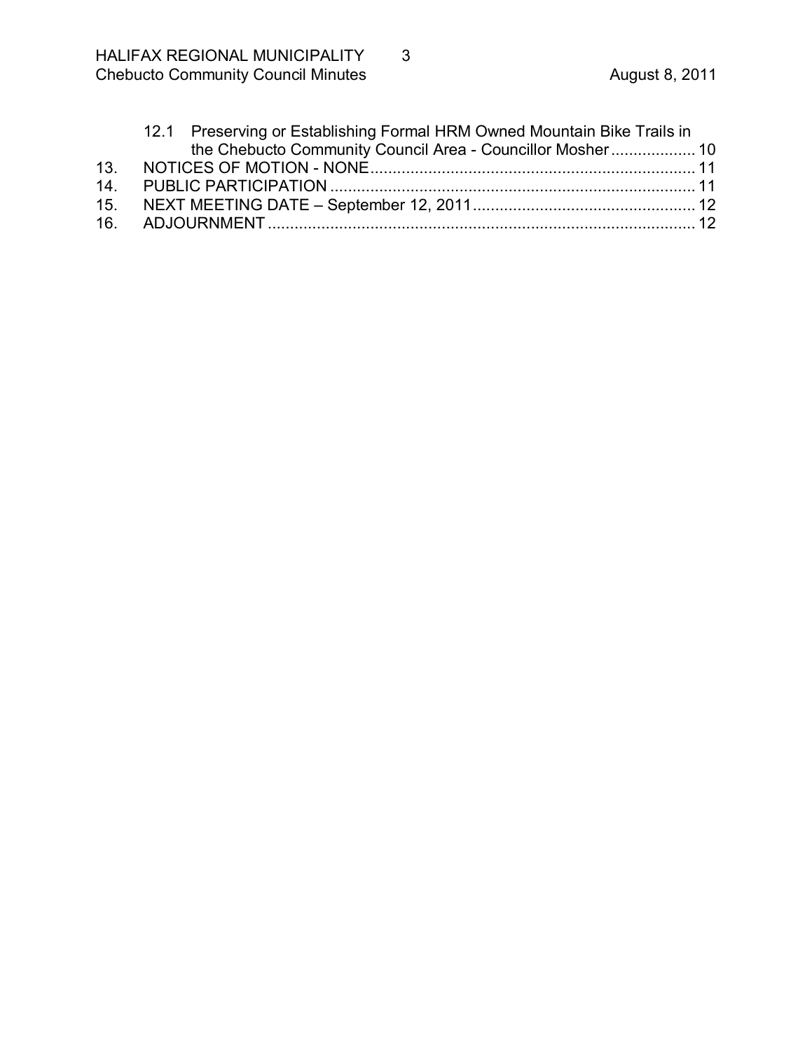12.1 Preserving or Establishing Formal HRM Owned Mountain Bike Trails in the Chebucto Community Council Area - Councillor Mosher ................... 10

13. NOTICES OF MOTION - NONE ........................................................................ 11

14. PUBLIC PARTICIPATION ................................................................................ 11

15. NEXT MEETING DATE – September 12, 2011 ................................................. 12

16. ADJOURNMENT ............................................................................................... 12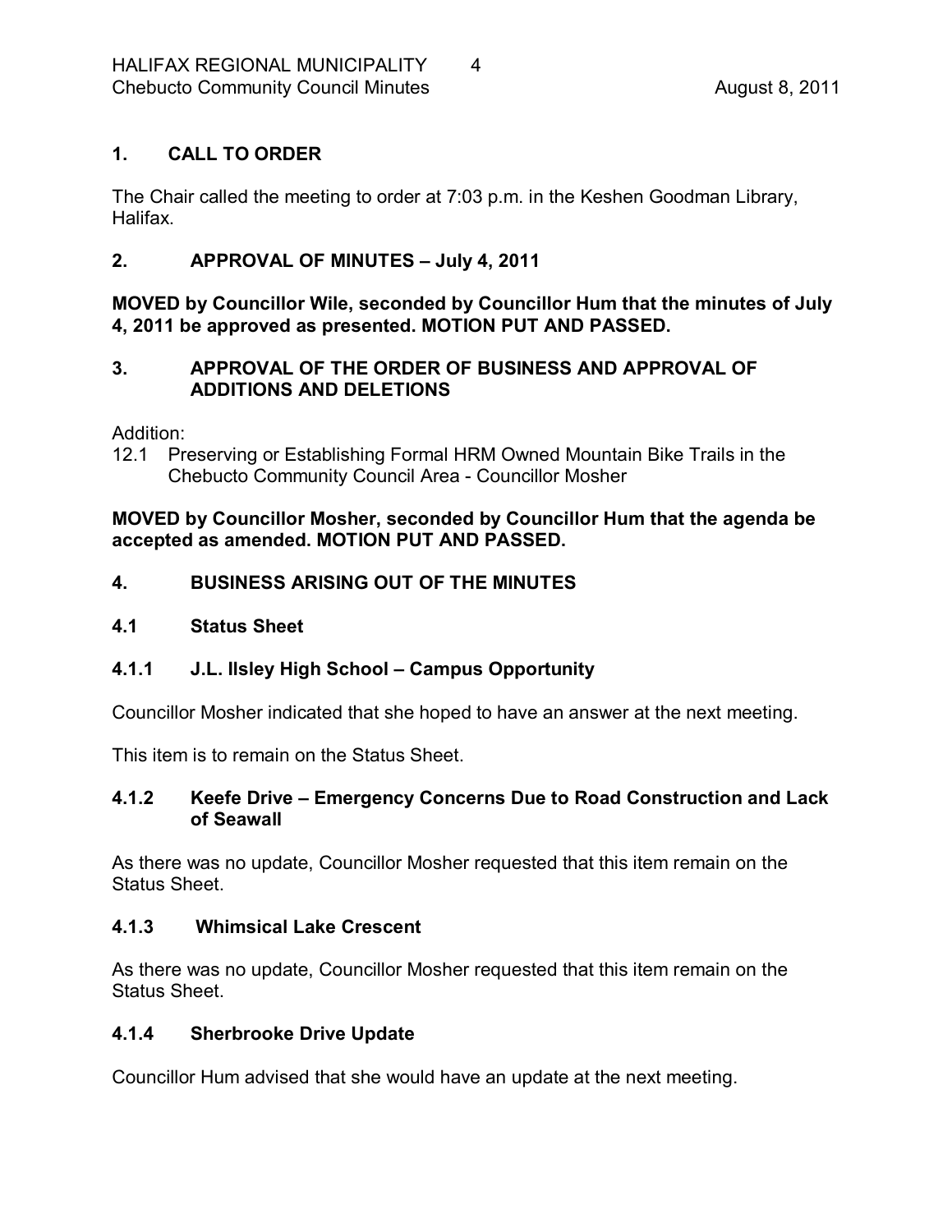## 1. CALL TO ORDER

The Chair called the meeting to order at 7:03 p.m. in the Keshen Goodman Library, Halifax.

## 2. APPROVAL OF MINUTES – July 4, 2011

**MOVED by Councillor Wile, seconded by Councillor Hum that the minutes of July 4, 2011 be approved as presented. MOTION PUT AND PASSED.**

## 3. APPROVAL OF THE ORDER OF BUSINESS AND APPROVAL OF ADDITIONS AND DELETIONS

Addition:

12.1 Preserving or Establishing Formal HRM Owned Mountain Bike Trails in the Chebucto Community Council Area - Councillor Mosher

**MOVED by Councillor Mosher, seconded by Councillor Hum that the agenda be accepted as amended. MOTION PUT AND PASSED.**

## 4. BUSINESS ARISING OUT OF THE MINUTES

### 4.1 Status Sheet

### 4.1.1 J.L. Ilsley High School – Campus Opportunity

Councillor Mosher indicated that she hoped to have an answer at the next meeting.

This item is to remain on the Status Sheet.

### 4.1.2 Keefe Drive – Emergency Concerns Due to Road Construction and Lack of Seawall

As there was no update, Councillor Mosher requested that this item remain on the Status Sheet.

### 4.1.3 Whimsical Lake Crescent

As there was no update, Councillor Mosher requested that this item remain on the Status Sheet.

### 4.1.4 Sherbrooke Drive Update

Councillor Hum advised that she would have an update at the next meeting.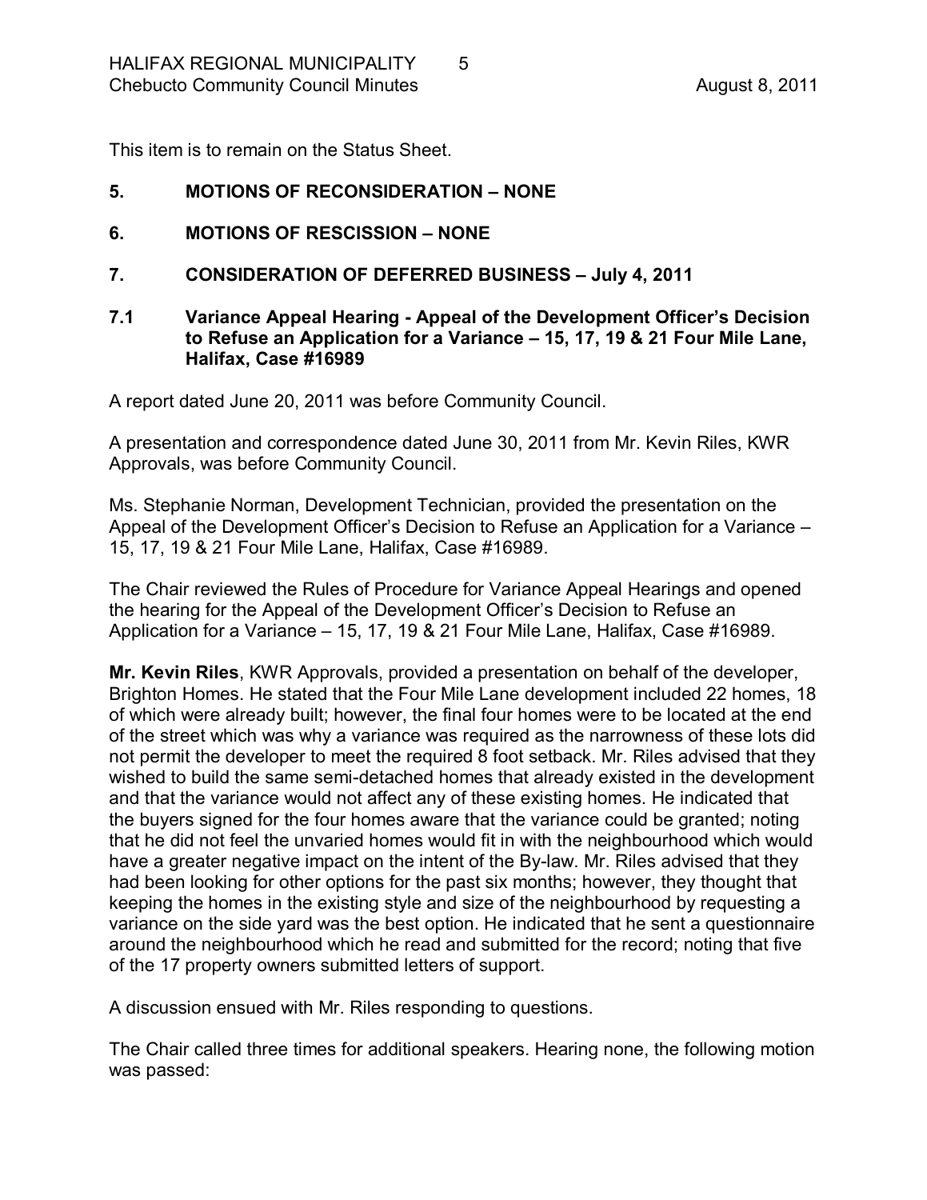This item is to remain on the Status Sheet.

## 5. MOTIONS OF RECONSIDERATION – NONE

## 6. MOTIONS OF RESCISSION – NONE

## 7. CONSIDERATION OF DEFERRED BUSINESS – July 4, 2011

### 7.1 Variance Appeal Hearing - Appeal of the Development Officer's Decision to Refuse an Application for a Variance – 15, 17, 19 & 21 Four Mile Lane, Halifax, Case #16989

A report dated June 20, 2011 was before Community Council.

A presentation and correspondence dated June 30, 2011 from Mr. Kevin Riles, KWR Approvals, was before Community Council.

Ms. Stephanie Norman, Development Technician, provided the presentation on the Appeal of the Development Officer's Decision to Refuse an Application for a Variance – 15, 17, 19 & 21 Four Mile Lane, Halifax, Case #16989.

The Chair reviewed the Rules of Procedure for Variance Appeal Hearings and opened the hearing for the Appeal of the Development Officer's Decision to Refuse an Application for a Variance – 15, 17, 19 & 21 Four Mile Lane, Halifax, Case #16989.

**Mr. Kevin Riles**, KWR Approvals, provided a presentation on behalf of the developer, Brighton Homes. He stated that the Four Mile Lane development included 22 homes, 18 of which were already built; however, the final four homes were to be located at the end of the street which was why a variance was required as the narrowness of these lots did not permit the developer to meet the required 8 foot setback. Mr. Riles advised that they wished to build the same semi-detached homes that already existed in the development and that the variance would not affect any of these existing homes. He indicated that the buyers signed for the four homes aware that the variance could be granted; noting that he did not feel the unvaried homes would fit in with the neighbourhood which would have a greater negative impact on the intent of the By-law. Mr. Riles advised that they had been looking for other options for the past six months; however, they thought that keeping the homes in the existing style and size of the neighbourhood by requesting a variance on the side yard was the best option. He indicated that he sent a questionnaire around the neighbourhood which he read and submitted for the record; noting that five of the 17 property owners submitted letters of support.

A discussion ensued with Mr. Riles responding to questions.

The Chair called three times for additional speakers. Hearing none, the following motion was passed: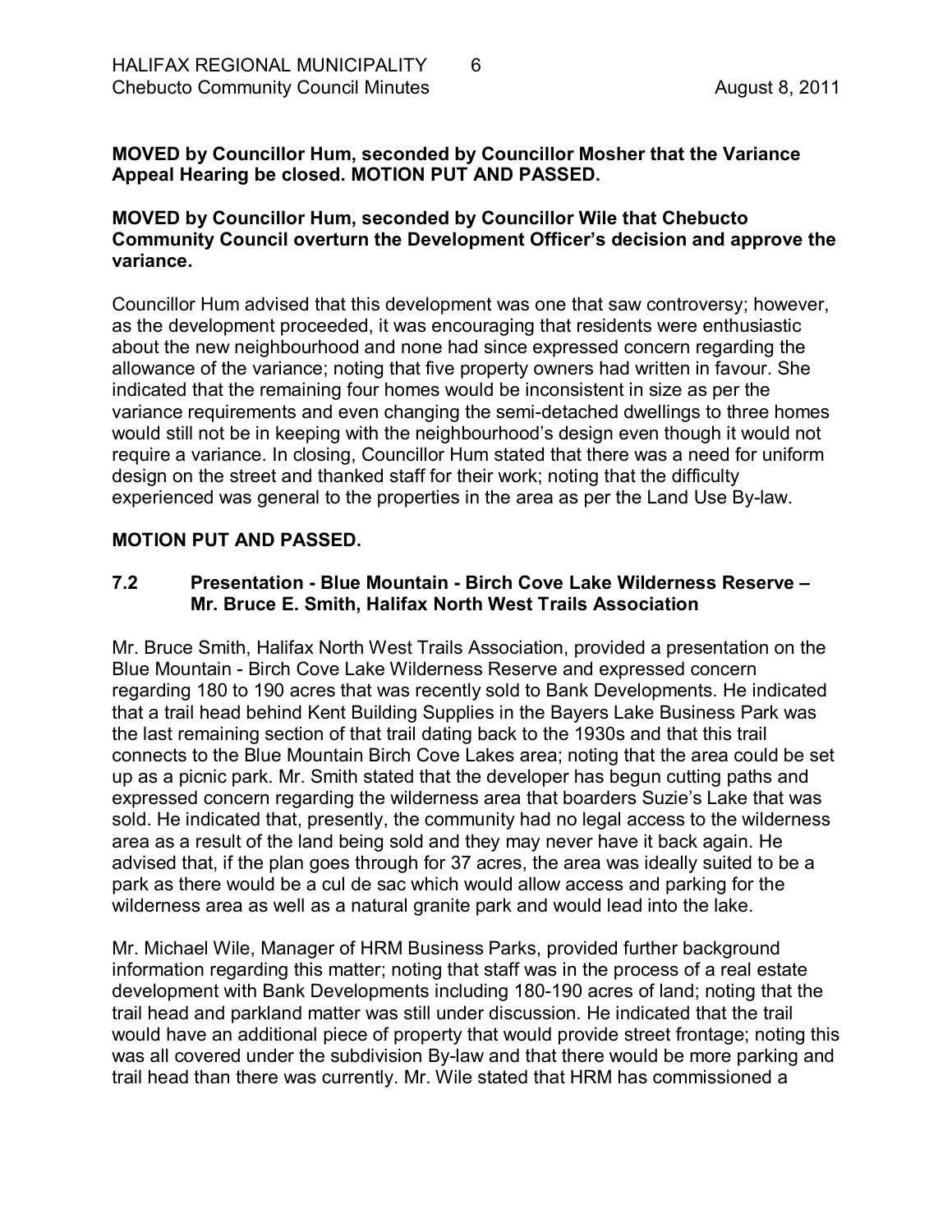**MOVED by Councillor Hum, seconded by Councillor Mosher that the Variance Appeal Hearing be closed. MOTION PUT AND PASSED.**

**MOVED by Councillor Hum, seconded by Councillor Wile that Chebucto Community Council overturn the Development Officer's decision and approve the variance.**

Councillor Hum advised that this development was one that saw controversy; however, as the development proceeded, it was encouraging that residents were enthusiastic about the new neighbourhood and none had since expressed concern regarding the allowance of the variance; noting that five property owners had written in favour. She indicated that the remaining four homes would be inconsistent in size as per the variance requirements and even changing the semi-detached dwellings to three homes would still not be in keeping with the neighbourhood's design even though it would not require a variance. In closing, Councillor Hum stated that there was a need for uniform design on the street and thanked staff for their work; noting that the difficulty experienced was general to the properties in the area as per the Land Use By-law.

**MOTION PUT AND PASSED.**

### 7.2 Presentation - Blue Mountain - Birch Cove Lake Wilderness Reserve – Mr. Bruce E. Smith, Halifax North West Trails Association

Mr. Bruce Smith, Halifax North West Trails Association, provided a presentation on the Blue Mountain - Birch Cove Lake Wilderness Reserve and expressed concern regarding 180 to 190 acres that was recently sold to Bank Developments. He indicated that a trail head behind Kent Building Supplies in the Bayers Lake Business Park was the last remaining section of that trail dating back to the 1930s and that this trail connects to the Blue Mountain Birch Cove Lakes area; noting that the area could be set up as a picnic park. Mr. Smith stated that the developer has begun cutting paths and expressed concern regarding the wilderness area that boarders Suzie's Lake that was sold. He indicated that, presently, the community had no legal access to the wilderness area as a result of the land being sold and they may never have it back again. He advised that, if the plan goes through for 37 acres, the area was ideally suited to be a park as there would be a cul de sac which would allow access and parking for the wilderness area as well as a natural granite park and would lead into the lake.

Mr. Michael Wile, Manager of HRM Business Parks, provided further background information regarding this matter; noting that staff was in the process of a real estate development with Bank Developments including 180-190 acres of land; noting that the trail head and parkland matter was still under discussion. He indicated that the trail would have an additional piece of property that would provide street frontage; noting this was all covered under the subdivision By-law and that there would be more parking and trail head than there was currently. Mr. Wile stated that HRM has commissioned a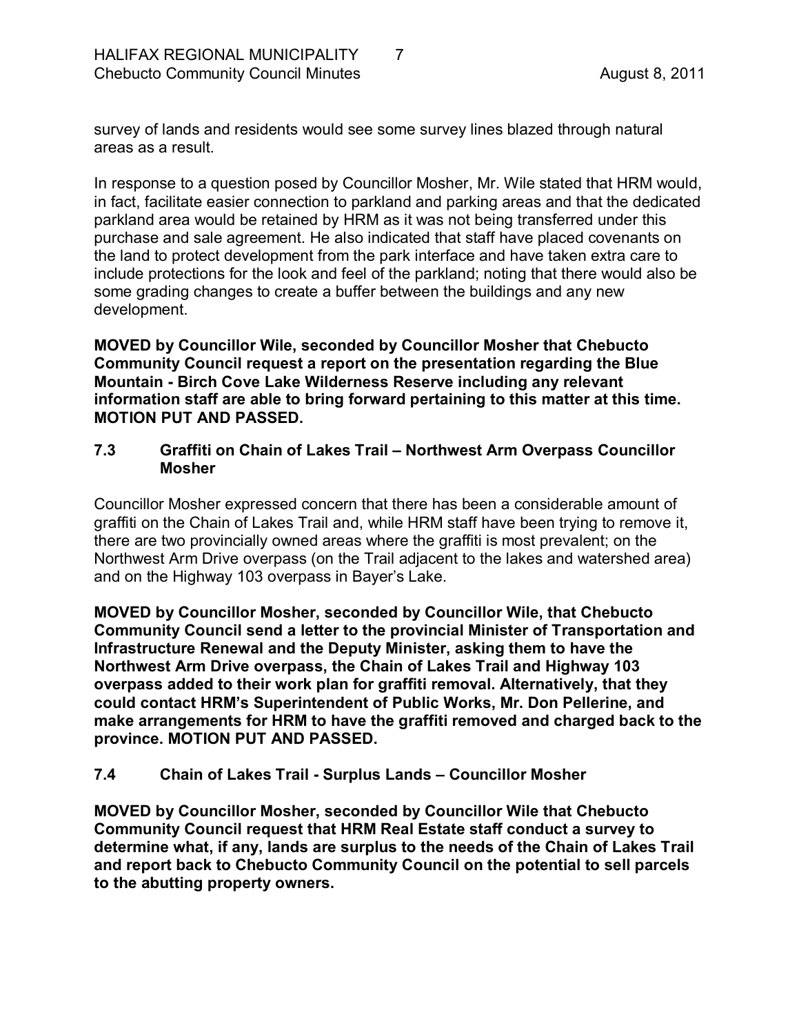survey of lands and residents would see some survey lines blazed through natural areas as a result.

In response to a question posed by Councillor Mosher, Mr. Wile stated that HRM would, in fact, facilitate easier connection to parkland and parking areas and that the dedicated parkland area would be retained by HRM as it was not being transferred under this purchase and sale agreement. He also indicated that staff have placed covenants on the land to protect development from the park interface and have taken extra care to include protections for the look and feel of the parkland; noting that there would also be some grading changes to create a buffer between the buildings and any new development.

**MOVED by Councillor Wile, seconded by Councillor Mosher that Chebucto Community Council request a report on the presentation regarding the Blue Mountain - Birch Cove Lake Wilderness Reserve including any relevant information staff are able to bring forward pertaining to this matter at this time. MOTION PUT AND PASSED.**

### 7.3 Graffiti on Chain of Lakes Trail – Northwest Arm Overpass Councillor Mosher

Councillor Mosher expressed concern that there has been a considerable amount of graffiti on the Chain of Lakes Trail and, while HRM staff have been trying to remove it, there are two provincially owned areas where the graffiti is most prevalent; on the Northwest Arm Drive overpass (on the Trail adjacent to the lakes and watershed area) and on the Highway 103 overpass in Bayer's Lake.

**MOVED by Councillor Mosher, seconded by Councillor Wile, that Chebucto Community Council send a letter to the provincial Minister of Transportation and Infrastructure Renewal and the Deputy Minister, asking them to have the Northwest Arm Drive overpass, the Chain of Lakes Trail and Highway 103 overpass added to their work plan for graffiti removal. Alternatively, that they could contact HRM's Superintendent of Public Works, Mr. Don Pellerine, and make arrangements for HRM to have the graffiti removed and charged back to the province. MOTION PUT AND PASSED.**

### 7.4 Chain of Lakes Trail - Surplus Lands – Councillor Mosher

**MOVED by Councillor Mosher, seconded by Councillor Wile that Chebucto Community Council request that HRM Real Estate staff conduct a survey to determine what, if any, lands are surplus to the needs of the Chain of Lakes Trail and report back to Chebucto Community Council on the potential to sell parcels to the abutting property owners.**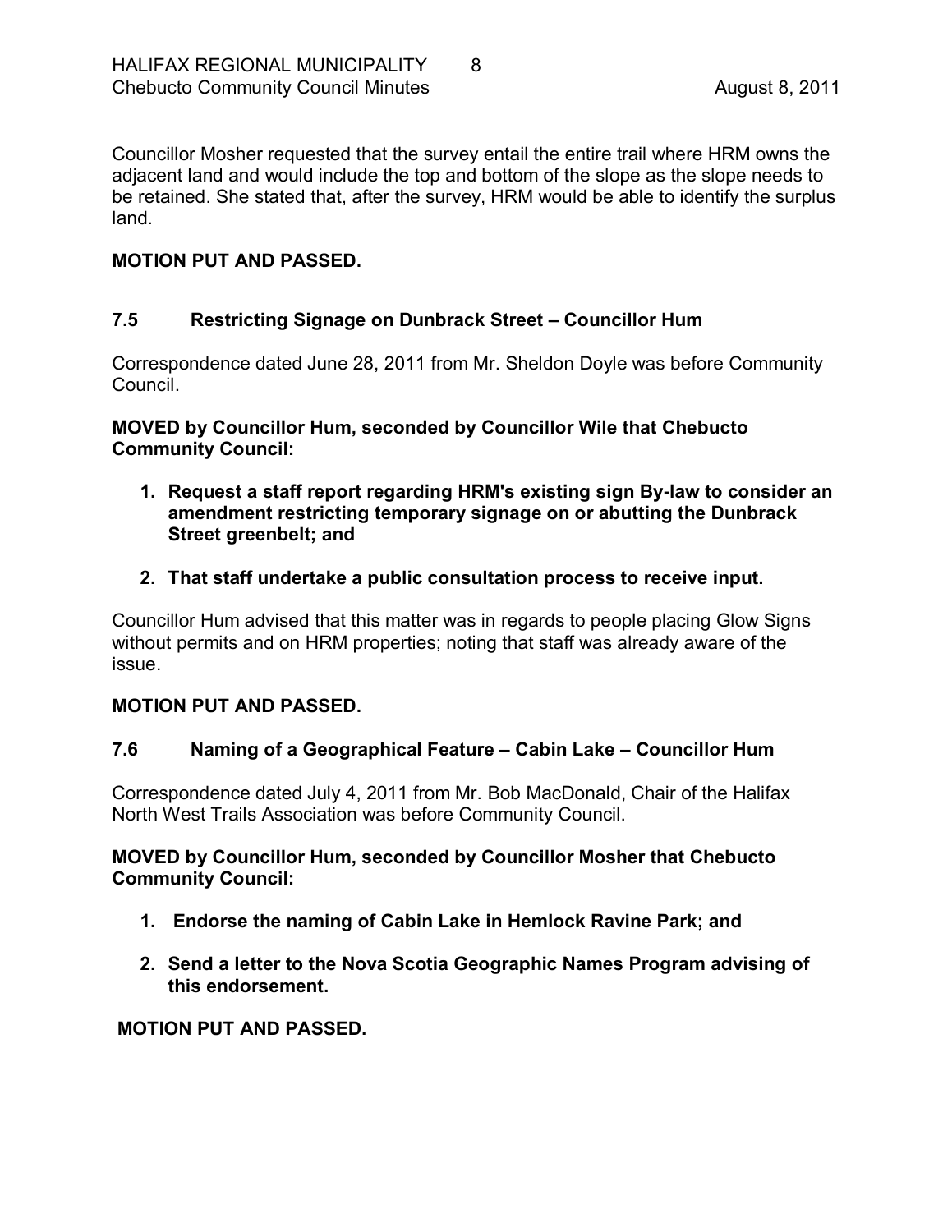Councillor Mosher requested that the survey entail the entire trail where HRM owns the adjacent land and would include the top and bottom of the slope as the slope needs to be retained. She stated that, after the survey, HRM would be able to identify the surplus land.

**MOTION PUT AND PASSED.**

### 7.5 Restricting Signage on Dunbrack Street – Councillor Hum

Correspondence dated June 28, 2011 from Mr. Sheldon Doyle was before Community Council.

**MOVED by Councillor Hum, seconded by Councillor Wile that Chebucto Community Council:**

1. **Request a staff report regarding HRM's existing sign By-law to consider an amendment restricting temporary signage on or abutting the Dunbrack Street greenbelt; and**
2. **That staff undertake a public consultation process to receive input.**

Councillor Hum advised that this matter was in regards to people placing Glow Signs without permits and on HRM properties; noting that staff was already aware of the issue.

**MOTION PUT AND PASSED.**

### 7.6 Naming of a Geographical Feature – Cabin Lake – Councillor Hum

Correspondence dated July 4, 2011 from Mr. Bob MacDonald, Chair of the Halifax North West Trails Association was before Community Council.

**MOVED by Councillor Hum, seconded by Councillor Mosher that Chebucto Community Council:**

1. **Endorse the naming of Cabin Lake in Hemlock Ravine Park; and**
2. **Send a letter to the Nova Scotia Geographic Names Program advising of this endorsement.**

**MOTION PUT AND PASSED.**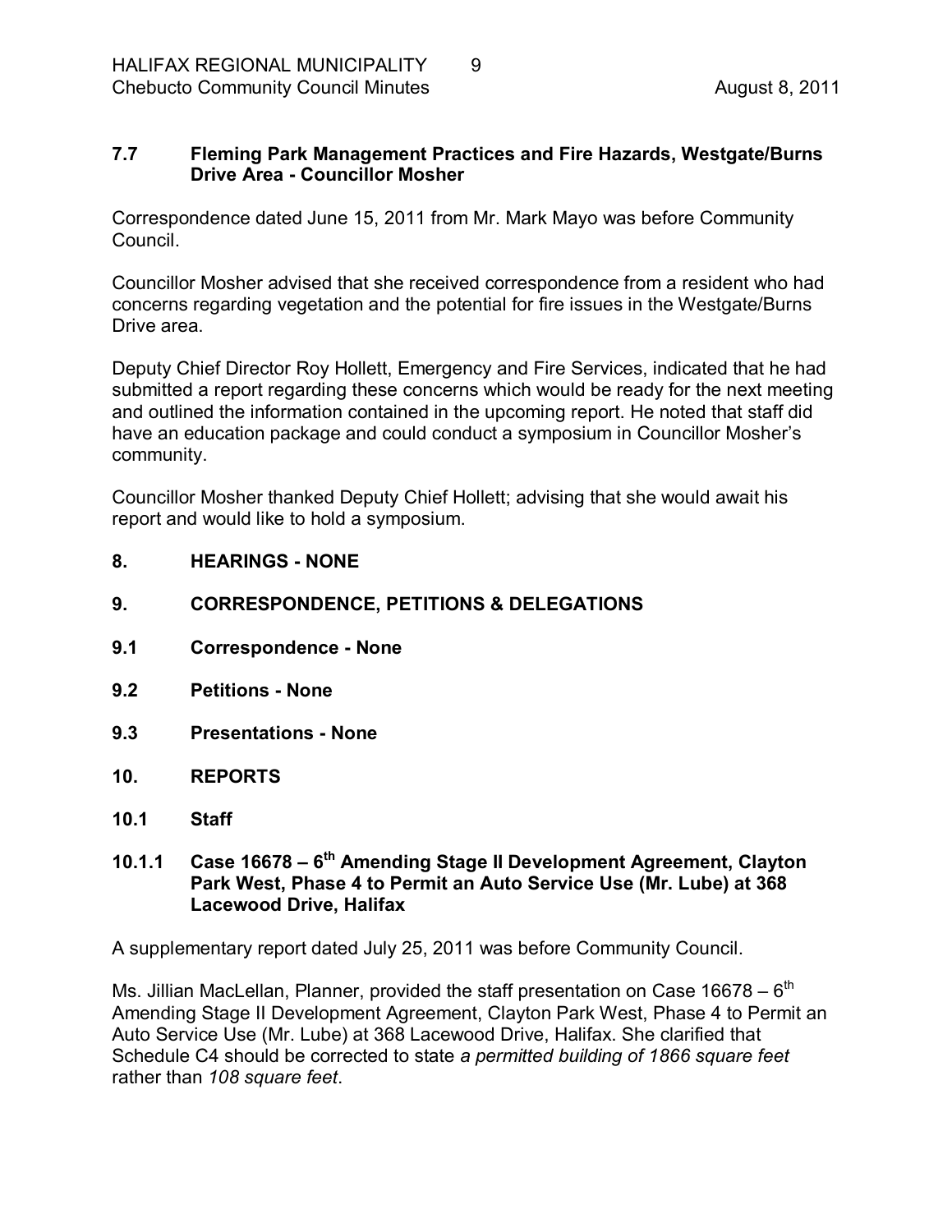**7.7 Fleming Park Management Practices and Fire Hazards, Westgate/Burns Drive Area - Councillor Mosher**

Correspondence dated June 15, 2011 from Mr. Mark Mayo was before Community Council.

Councillor Mosher advised that she received correspondence from a resident who had concerns regarding vegetation and the potential for fire issues in the Westgate/Burns Drive area.

Deputy Chief Director Roy Hollett, Emergency and Fire Services, indicated that he had submitted a report regarding these concerns which would be ready for the next meeting and outlined the information contained in the upcoming report. He noted that staff did have an education package and could conduct a symposium in Councillor Mosher's community.

Councillor Mosher thanked Deputy Chief Hollett; advising that she would await his report and would like to hold a symposium.

**8. HEARINGS - NONE**

**9. CORRESPONDENCE, PETITIONS & DELEGATIONS**

**9.1 Correspondence - None**

**9.2 Petitions - None**

**9.3 Presentations - None**

**10. REPORTS**

**10.1 Staff**

**10.1.1 Case 16678 – 6th Amending Stage II Development Agreement, Clayton Park West, Phase 4 to Permit an Auto Service Use (Mr. Lube) at 368 Lacewood Drive, Halifax**

A supplementary report dated July 25, 2011 was before Community Council.

Ms. Jillian MacLellan, Planner, provided the staff presentation on Case 16678 – 6th Amending Stage II Development Agreement, Clayton Park West, Phase 4 to Permit an Auto Service Use (Mr. Lube) at 368 Lacewood Drive, Halifax. She clarified that Schedule C4 should be corrected to state *a permitted building of 1866 square feet* rather than *108 square feet*.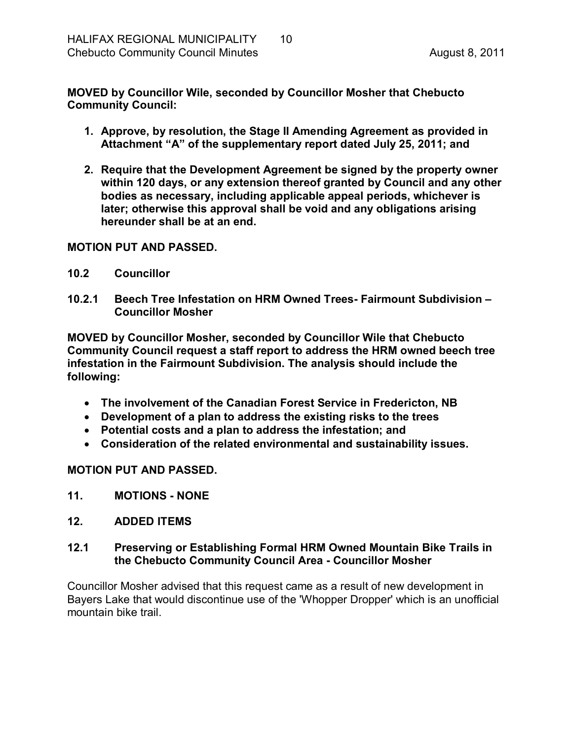**MOVED by Councillor Wile, seconded by Councillor Mosher that Chebucto Community Council:**

1. **Approve, by resolution, the Stage II Amending Agreement as provided in Attachment "A" of the supplementary report dated July 25, 2011; and**

2. **Require that the Development Agreement be signed by the property owner within 120 days, or any extension thereof granted by Council and any other bodies as necessary, including applicable appeal periods, whichever is later; otherwise this approval shall be void and any obligations arising hereunder shall be at an end.**

**MOTION PUT AND PASSED.**

### 10.2 Councillor

### 10.2.1 Beech Tree Infestation on HRM Owned Trees- Fairmount Subdivision – Councillor Mosher

**MOVED by Councillor Mosher, seconded by Councillor Wile that Chebucto Community Council request a staff report to address the HRM owned beech tree infestation in the Fairmount Subdivision. The analysis should include the following:**

- **The involvement of the Canadian Forest Service in Fredericton, NB**
- **Development of a plan to address the existing risks to the trees**
- **Potential costs and a plan to address the infestation; and**
- **Consideration of the related environmental and sustainability issues.**

**MOTION PUT AND PASSED.**

## 11. MOTIONS - NONE

## 12. ADDED ITEMS

### 12.1 Preserving or Establishing Formal HRM Owned Mountain Bike Trails in the Chebucto Community Council Area - Councillor Mosher

Councillor Mosher advised that this request came as a result of new development in Bayers Lake that would discontinue use of the 'Whopper Dropper' which is an unofficial mountain bike trail.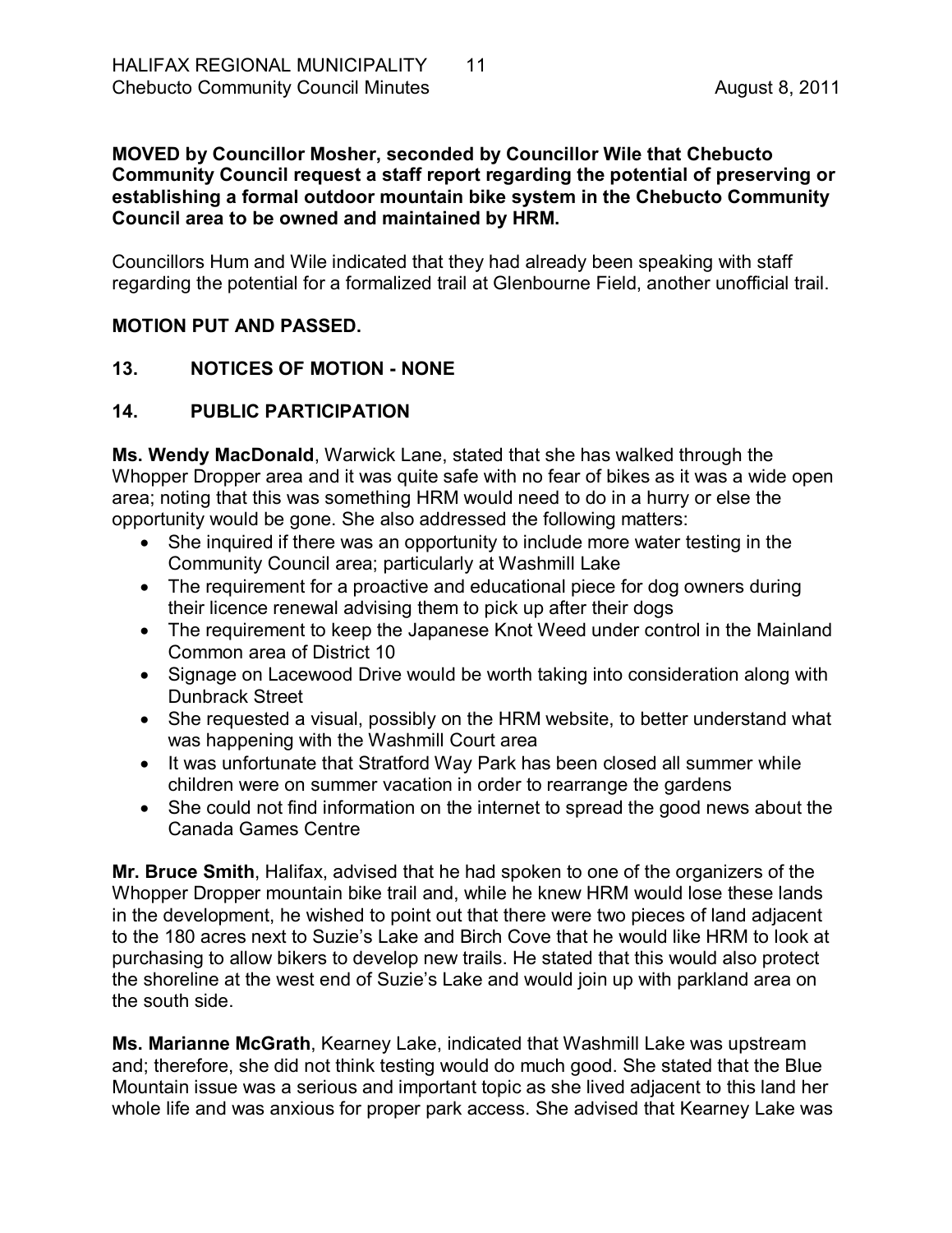**MOVED by Councillor Mosher, seconded by Councillor Wile that Chebucto Community Council request a staff report regarding the potential of preserving or establishing a formal outdoor mountain bike system in the Chebucto Community Council area to be owned and maintained by HRM.**

Councillors Hum and Wile indicated that they had already been speaking with staff regarding the potential for a formalized trail at Glenbourne Field, another unofficial trail.

**MOTION PUT AND PASSED.**

## 13. NOTICES OF MOTION - NONE

## 14. PUBLIC PARTICIPATION

**Ms. Wendy MacDonald**, Warwick Lane, stated that she has walked through the Whopper Dropper area and it was quite safe with no fear of bikes as it was a wide open area; noting that this was something HRM would need to do in a hurry or else the opportunity would be gone. She also addressed the following matters:

- She inquired if there was an opportunity to include more water testing in the Community Council area; particularly at Washmill Lake
- The requirement for a proactive and educational piece for dog owners during their licence renewal advising them to pick up after their dogs
- The requirement to keep the Japanese Knot Weed under control in the Mainland Common area of District 10
- Signage on Lacewood Drive would be worth taking into consideration along with Dunbrack Street
- She requested a visual, possibly on the HRM website, to better understand what was happening with the Washmill Court area
- It was unfortunate that Stratford Way Park has been closed all summer while children were on summer vacation in order to rearrange the gardens
- She could not find information on the internet to spread the good news about the Canada Games Centre

**Mr. Bruce Smith**, Halifax, advised that he had spoken to one of the organizers of the Whopper Dropper mountain bike trail and, while he knew HRM would lose these lands in the development, he wished to point out that there were two pieces of land adjacent to the 180 acres next to Suzie's Lake and Birch Cove that he would like HRM to look at purchasing to allow bikers to develop new trails. He stated that this would also protect the shoreline at the west end of Suzie's Lake and would join up with parkland area on the south side.

**Ms. Marianne McGrath**, Kearney Lake, indicated that Washmill Lake was upstream and; therefore, she did not think testing would do much good. She stated that the Blue Mountain issue was a serious and important topic as she lived adjacent to this land her whole life and was anxious for proper park access. She advised that Kearney Lake was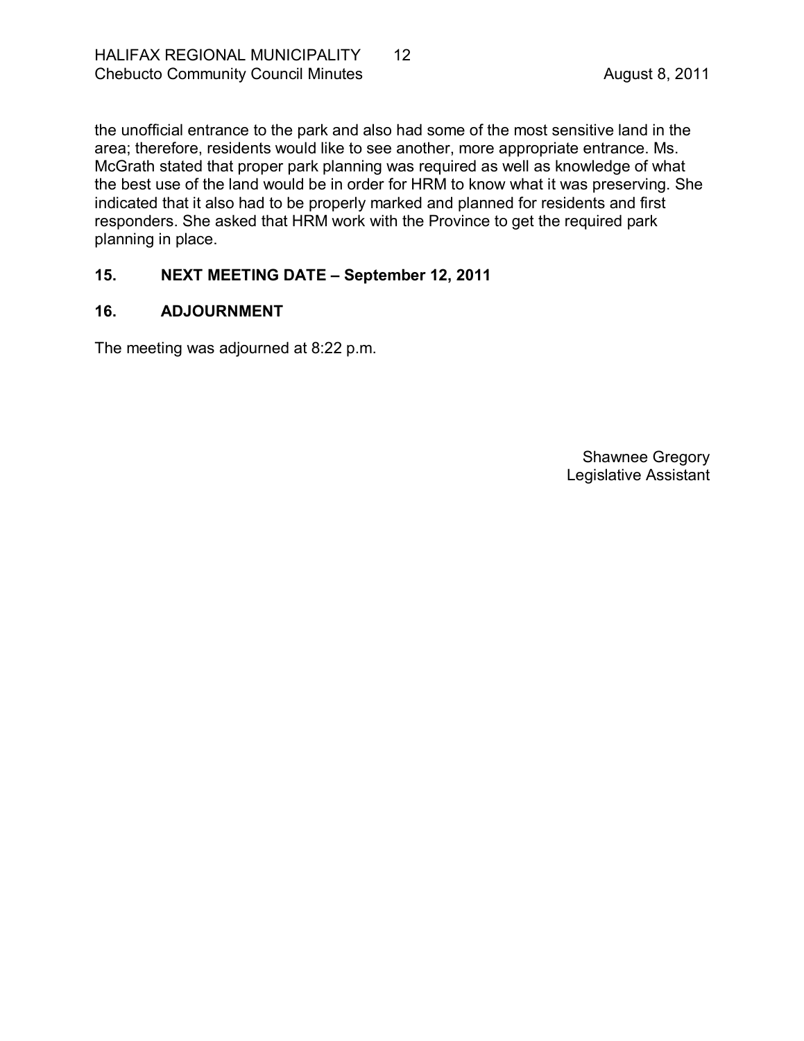the unofficial entrance to the park and also had some of the most sensitive land in the area; therefore, residents would like to see another, more appropriate entrance. Ms. McGrath stated that proper park planning was required as well as knowledge of what the best use of the land would be in order for HRM to know what it was preserving. She indicated that it also had to be properly marked and planned for residents and first responders. She asked that HRM work with the Province to get the required park planning in place.

## 15. NEXT MEETING DATE – September 12, 2011

## 16. ADJOURNMENT

The meeting was adjourned at 8:22 p.m.

Shawnee Gregory
Legislative Assistant